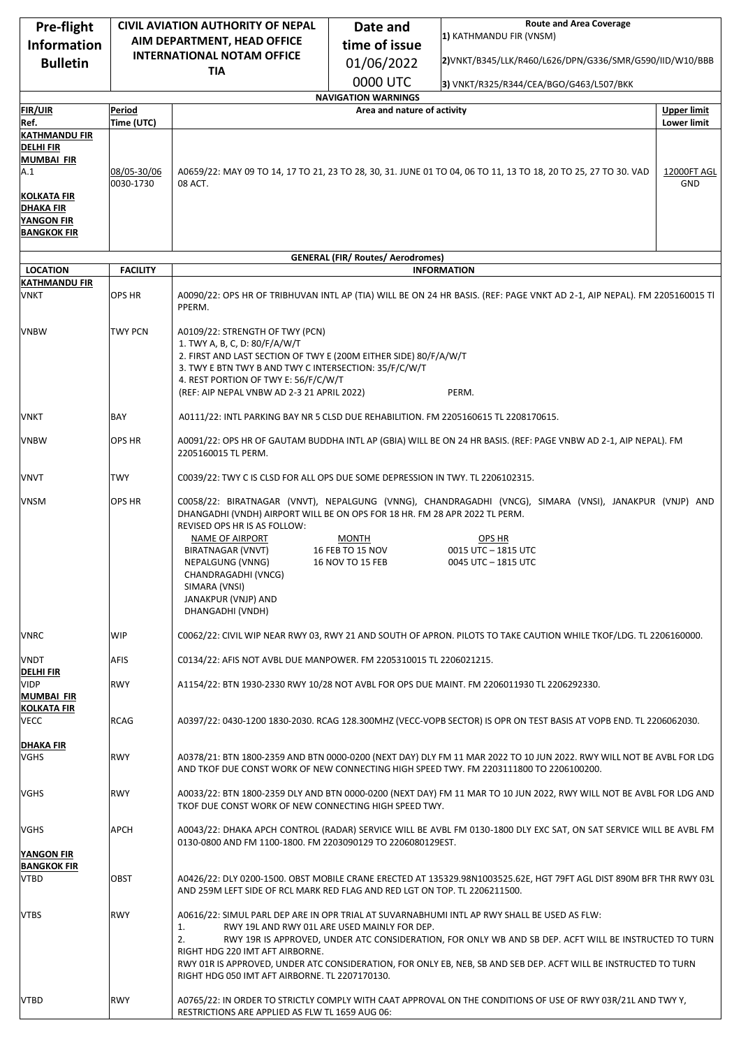| Pre-flight Information Bulletin | CIVIL AVIATION AUTHORITY OF NEPAL AIM DEPARTMENT, HEAD OFFICE INTERNATIONAL NOTAM OFFICE TIA | Date and time of issue 01/06/2022 0000 UTC | Route and Area Coverage 1) KATHMANDU FIR (VNSM) 2)VNKT/B345/LLK/R460/L626/DPN/G336/SMR/G590/IID/W10/BBB 3) VNKT/R325/R344/CEA/BGO/G463/L507/BKK |
|---|---|---|---|

**NAVIGATION WARNINGS**

| FIR/UIR Ref. | Period Time (UTC) | Area and nature of activity | Upper limit Lower limit |
|---|---|---|---|
| KATHMANDU FIR DELHI FIR MUMBAI FIR A.1 KOLKATA FIR DHAKA FIR YANGON FIR BANGKOK FIR | 08/05-30/06 0030-1730 | A0659/22: MAY 09 TO 14, 17 TO 21, 23 TO 28, 30, 31. JUNE 01 TO 04, 06 TO 11, 13 TO 18, 20 TO 25, 27 TO 30. VAD 08 ACT. | 12000FT AGL GND |

**GENERAL (FIR/ Routes/ Aerodromes)**

| LOCATION | FACILITY | INFORMATION |
|---|---|---|
| **KATHMANDU FIR** | | |
| VNKT | OPS HR | A0090/22: OPS HR OF TRIBHUVAN INTL AP (TIA) WILL BE ON 24 HR BASIS. (REF: PAGE VNKT AD 2-1, AIP NEPAL). FM 2205160015 TL PPERM. |
| VNBW | TWY PCN | A0109/22: STRENGTH OF TWY (PCN)<br>1. TWY A, B, C, D: 80/F/A/W/T<br>2. FIRST AND LAST SECTION OF TWY E (200M EITHER SIDE) 80/F/A/W/T<br>3. TWY E BTN TWY B AND TWY C INTERSECTION: 35/F/C/W/T<br>4. REST PORTION OF TWY E: 56/F/C/W/T<br>(REF: AIP NEPAL VNBW AD 2-3 21 APRIL 2022) PERM. |
| VNKT | BAY | A0111/22: INTL PARKING BAY NR 5 CLSD DUE REHABILITION. FM 2205160615 TL 2208170615. |
| VNBW | OPS HR | A0091/22: OPS HR OF GAUTAM BUDDHA INTL AP (GBIA) WILL BE ON 24 HR BASIS. (REF: PAGE VNBW AD 2-1, AIP NEPAL). FM 2205160015 TL PERM. |
| VNVT | TWY | C0039/22: TWY C IS CLSD FOR ALL OPS DUE SOME DEPRESSION IN TWY. TL 2206102315. |
| VNSM | OPS HR | C0058/22: BIRATNAGAR (VNVT), NEPALGUNG (VNNG), CHANDRAGADHI (VNCG), SIMARA (VNSI), JANAKPUR (VNJP) AND DHANGADHI (VNDH) AIRPORT WILL BE ON OPS FOR 18 HR. FM 28 APR 2022 TL PERM.<br>REVISED OPS HR IS AS FOLLOW:<br>NAME OF AIRPORT: BIRATNAGAR (VNVT), NEPALGUNG (VNNG), CHANDRAGADHI (VNCG), SIMARA (VNSI), JANAKPUR (VNJP) AND DHANGADHI (VNDH)<br>MONTH: 16 FEB TO 15 NOV — OPS HR: 0015 UTC – 1815 UTC<br>MONTH: 16 NOV TO 15 FEB — OPS HR: 0045 UTC – 1815 UTC |
| VNRC | WIP | C0062/22: CIVIL WIP NEAR RWY 03, RWY 21 AND SOUTH OF APRON. PILOTS TO TAKE CAUTION WHILE TKOF/LDG. TL 2206160000. |
| VNDT | AFIS | C0134/22: AFIS NOT AVBL DUE MANPOWER. FM 2205310015 TL 2206021215. |
| **DELHI FIR** | | |
| VIDP | RWY | A1154/22: BTN 1930-2330 RWY 10/28 NOT AVBL FOR OPS DUE MAINT. FM 2206011930 TL 2206292330. |
| **MUMBAI FIR** | | |
| **KOLKATA FIR** | | |
| VECC | RCAG | A0397/22: 0430-1200 1830-2030. RCAG 128.300MHZ (VECC-VOPB SECTOR) IS OPR ON TEST BASIS AT VOPB END. TL 2206062030. |
| **DHAKA FIR** | | |
| VGHS | RWY | A0378/21: BTN 1800-2359 AND BTN 0000-0200 (NEXT DAY) DLY FM 11 MAR 2022 TO 10 JUN 2022. RWY WILL NOT BE AVBL FOR LDG AND TKOF DUE CONST WORK OF NEW CONNECTING HIGH SPEED TWY. FM 2203111800 TO 2206100200. |
| VGHS | RWY | A0033/22: BTN 1800-2359 DLY AND BTN 0000-0200 (NEXT DAY) FM 11 MAR TO 10 JUN 2022, RWY WILL NOT BE AVBL FOR LDG AND TKOF DUE CONST WORK OF NEW CONNECTING HIGH SPEED TWY. |
| VGHS | APCH | A0043/22: DHAKA APCH CONTROL (RADAR) SERVICE WILL BE AVBL FM 0130-1800 DLY EXC SAT, ON SAT SERVICE WILL BE AVBL FM 0130-0800 AND FM 1100-1800. FM 2203090129 TO 2206080129EST. |
| **YANGON FIR** | | |
| **BANGKOK FIR** | | |
| VTBD | OBST | A0426/22: DLY 0200-1500. OBST MOBILE CRANE ERECTED AT 135329.98N1003525.62E, HGT 79FT AGL DIST 890M BFR THR RWY 03L AND 259M LEFT SIDE OF RCL MARK RED FLAG AND RED LGT ON TOP. TL 2206211500. |
| VTBS | RWY | A0616/22: SIMUL PARL DEP ARE IN OPR TRIAL AT SUVARNABHUMI INTL AP RWY SHALL BE USED AS FLW:<br>1. RWY 19L AND RWY 01L ARE USED MAINLY FOR DEP.<br>2. RWY 19R IS APPROVED, UNDER ATC CONSIDERATION, FOR ONLY WB AND SB DEP. ACFT WILL BE INSTRUCTED TO TURN RIGHT HDG 220 IMT AFT AIRBORNE.<br>RWY 01R IS APPROVED, UNDER ATC CONSIDERATION, FOR ONLY EB, NEB, SB AND SEB DEP. ACFT WILL BE INSTRUCTED TO TURN RIGHT HDG 050 IMT AFT AIRBORNE. TL 2207170130. |
| VTBD | RWY | A0765/22: IN ORDER TO STRICTLY COMPLY WITH CAAT APPROVAL ON THE CONDITIONS OF USE OF RWY 03R/21L AND TWY Y, RESTRICTIONS ARE APPLIED AS FLW TL 1659 AUG 06: |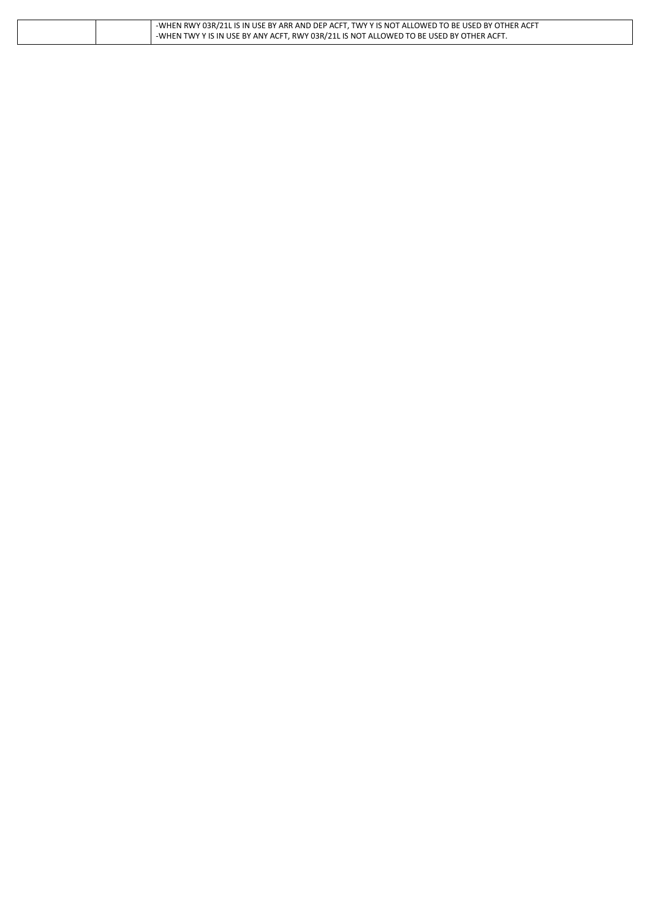| | | |
|---|---|---|
| | | -WHEN RWY 03R/21L IS IN USE BY ARR AND DEP ACFT, TWY Y IS NOT ALLOWED TO BE USED BY OTHER ACFT<br>-WHEN TWY Y IS IN USE BY ANY ACFT, RWY 03R/21L IS NOT ALLOWED TO BE USED BY OTHER ACFT. |